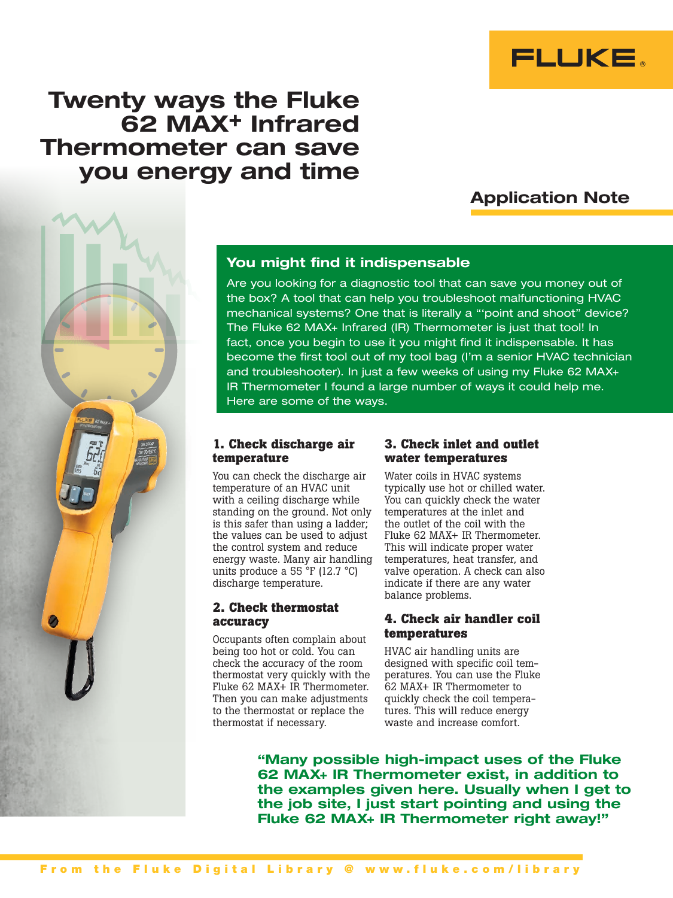# Twenty ways the Fluke 62 MAX+ Infrared Thermometer can save you energy and time

## Application Note

### You might find it indispensable

Are you looking for a diagnostic tool that can save you money out of the box? A tool that can help you troubleshoot malfunctioning HVAC mechanical systems? One that is literally a "'point and shoot" device? The Fluke 62 MAX+ Infrared (IR) Thermometer is just that tool! In fact, once you begin to use it you might find it indispensable. It has become the first tool out of my tool bag (I'm a senior HVAC technician and troubleshooter). In just a few weeks of using my Fluke 62 MAX+ IR Thermometer I found a large number of ways it could help me. Here are some of the ways.

### 1. Check discharge air temperature

You can check the discharge air temperature of an HVAC unit with a ceiling discharge while standing on the ground. Not only is this safer than using a ladder; the values can be used to adjust the control system and reduce energy waste. Many air handling units produce a 55 °F (12.7 °C) discharge temperature.

### 2. Check thermostat accuracy

Occupants often complain about being too hot or cold. You can check the accuracy of the room thermostat very quickly with the Fluke 62 MAX+ IR Thermometer. Then you can make adjustments to the thermostat or replace the thermostat if necessary.

### 3. Check inlet and outlet water temperatures

Water coils in HVAC systems typically use hot or chilled water. You can quickly check the water temperatures at the inlet and the outlet of the coil with the Fluke 62 MAX+ IR Thermometer. This will indicate proper water temperatures, heat transfer, and valve operation. A check can also indicate if there are any water balance problems.

### 4. Check air handler coil temperatures

HVAC air handling units are designed with specific coil temperatures. You can use the Fluke 62 MAX+ IR Thermometer to quickly check the coil temperatures. This will reduce energy waste and increase comfort.

**"Many possible high-impact uses of the Fluke 62 MAX+ IR Thermometer exist, in addition to the examples given here. Usually when I get to the job site, I just start pointing and using the Fluke 62 MAX+ IR Thermometer right away!"**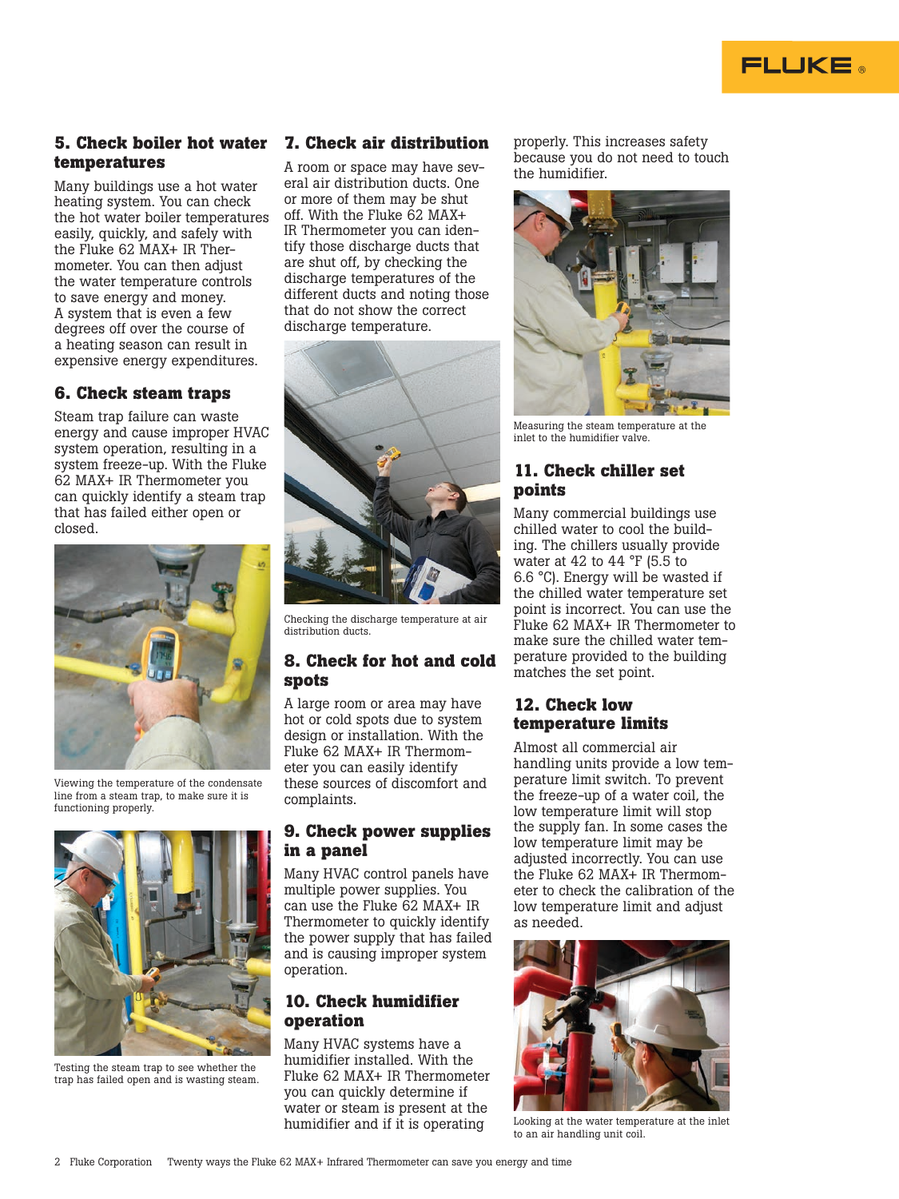## 5. Check boiler hot water temperatures

Many buildings use a hot water heating system. You can check the hot water boiler temperatures easily, quickly, and safely with the Fluke 62 MAX+ IR Thermometer. You can then adjust the water temperature controls to save energy and money. A system that is even a few degrees off over the course of a heating season can result in expensive energy expenditures.

## 6. Check steam traps

Steam trap failure can waste energy and cause improper HVAC system operation, resulting in a system freeze-up. With the Fluke 62 MAX+ IR Thermometer you can quickly identify a steam trap that has failed either open or closed.

Viewing the temperature of the condensate line from a steam trap, to make sure it is functioning properly.

Testing the steam trap to see whether the trap has failed open and is wasting steam.

## 7. Check air distribution

A room or space may have several air distribution ducts. One or more of them may be shut off. With the Fluke 62 MAX+ IR Thermometer you can identify those discharge ducts that are shut off, by checking the discharge temperatures of the different ducts and noting those that do not show the correct discharge temperature.

Checking the discharge temperature at air distribution ducts.

## 8. Check for hot and cold spots

A large room or area may have hot or cold spots due to system design or installation. With the Fluke 62 MAX+ IR Thermometer you can easily identify these sources of discomfort and complaints.

## 9. Check power supplies in a panel

Many HVAC control panels have multiple power supplies. You can use the Fluke 62 MAX+ IR Thermometer to quickly identify the power supply that has failed and is causing improper system operation.

## 10. Check humidifier operation

Many HVAC systems have a humidifier installed. With the Fluke 62 MAX+ IR Thermometer you can quickly determine if water or steam is present at the humidifier and if it is operating properly. This increases safety because you do not need to touch the humidifier.

Measuring the steam temperature at the inlet to the humidifier valve.

## 11. Check chiller set points

Many commercial buildings use chilled water to cool the building. The chillers usually provide water at 42 to 44 °F (5.5 to 6.6 °C). Energy will be wasted if the chilled water temperature set point is incorrect. You can use the Fluke 62 MAX+ IR Thermometer to make sure the chilled water temperature provided to the building matches the set point.

## 12. Check low temperature limits

Almost all commercial air handling units provide a low temperature limit switch. To prevent the freeze-up of a water coil, the low temperature limit will stop the supply fan. In some cases the low temperature limit may be adjusted incorrectly. You can use the Fluke 62 MAX+ IR Thermometer to check the calibration of the low temperature limit and adjust as needed.

Looking at the water temperature at the inlet to an air handling unit coil.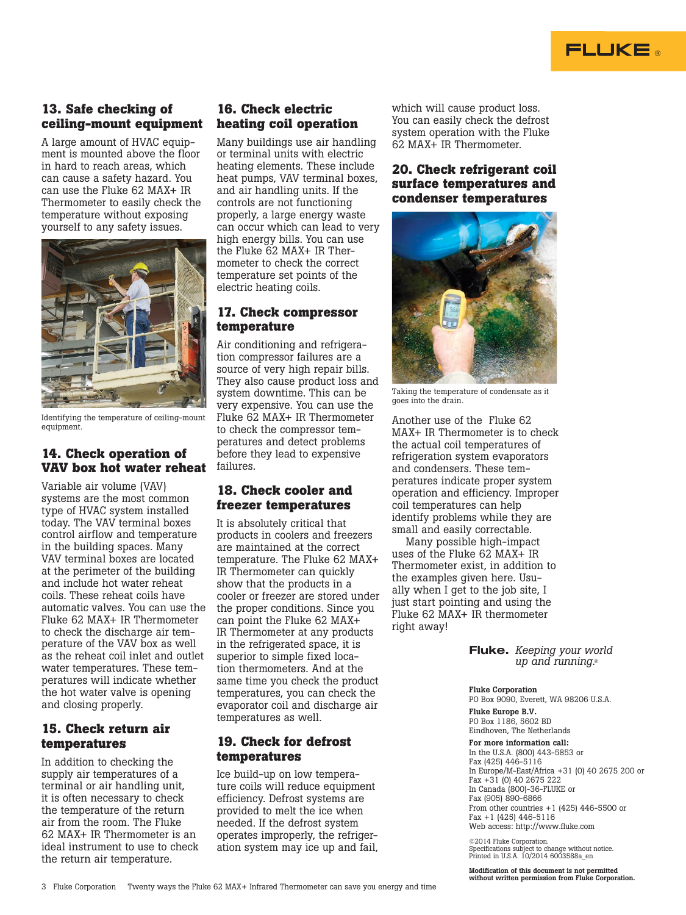## 13. Safe checking of ceiling-mount equipment

A large amount of HVAC equipment is mounted above the floor in hard to reach areas, which can cause a safety hazard. You can use the Fluke 62 MAX+ IR Thermometer to easily check the temperature without exposing yourself to any safety issues.

Identifying the temperature of ceiling-mount equipment.

## 14. Check operation of VAV box hot water reheat

Variable air volume (VAV) systems are the most common type of HVAC system installed today. The VAV terminal boxes control airflow and temperature in the building spaces. Many VAV terminal boxes are located at the perimeter of the building and include hot water reheat coils. These reheat coils have automatic valves. You can use the Fluke 62 MAX+ IR Thermometer to check the discharge air temperature of the VAV box as well as the reheat coil inlet and outlet water temperatures. These temperatures will indicate whether the hot water valve is opening and closing properly.

## 15. Check return air temperatures

In addition to checking the supply air temperatures of a terminal or air handling unit, it is often necessary to check the temperature of the return air from the room. The Fluke 62 MAX+ IR Thermometer is an ideal instrument to use to check the return air temperature.

## 16. Check electric heating coil operation

Many buildings use air handling or terminal units with electric heating elements. These include heat pumps, VAV terminal boxes, and air handling units. If the controls are not functioning properly, a large energy waste can occur which can lead to very high energy bills. You can use the Fluke 62 MAX+ IR Thermometer to check the correct temperature set points of the electric heating coils.

## 17. Check compressor temperature

Air conditioning and refrigeration compressor failures are a source of very high repair bills. They also cause product loss and system downtime. This can be very expensive. You can use the Fluke 62 MAX+ IR Thermometer to check the compressor temperatures and detect problems before they lead to expensive failures.

## 18. Check cooler and freezer temperatures

It is absolutely critical that products in coolers and freezers are maintained at the correct temperature. The Fluke 62 MAX+ IR Thermometer can quickly show that the products in a cooler or freezer are stored under the proper conditions. Since you can point the Fluke 62 MAX+ IR Thermometer at any products in the refrigerated space, it is superior to simple fixed location thermometers. And at the same time you check the product temperatures, you can check the evaporator coil and discharge air temperatures as well.

## 19. Check for defrost temperatures

Ice build-up on low temperature coils will reduce equipment efficiency. Defrost systems are provided to melt the ice when needed. If the defrost system operates improperly, the refrigeration system may ice up and fail, which will cause product loss. You can easily check the defrost system operation with the Fluke 62 MAX+ IR Thermometer.

## 20. Check refrigerant coil surface temperatures and condenser temperatures

Taking the temperature of condensate as it goes into the drain.

Another use of the Fluke 62 MAX+ IR Thermometer is to check the actual coil temperatures of refrigeration system evaporators and condensers. These temperatures indicate proper system operation and efficiency. Improper coil temperatures can help identify problems while they are small and easily correctable.

Many possible high-impact uses of the Fluke 62 MAX+ IR Thermometer exist, in addition to the examples given here. Usually when I get to the job site, I just start pointing and using the Fluke 62 MAX+ IR thermometer right away!

**Fluke.** *Keeping your world up and running.®*

**Fluke Corporation**
PO Box 9090, Everett, WA 98206 U.S.A.

**Fluke Europe B.V.**
PO Box 1186, 5602 BD
Eindhoven, The Netherlands

**For more information call:**
In the U.S.A. (800) 443-5853 or
Fax (425) 446-5116
In Europe/M-East/Africa +31 (0) 40 2675 200 or
Fax +31 (0) 40 2675 222
In Canada (800)-36-FLUKE or
Fax (905) 890-6866
From other countries +1 (425) 446-5500 or
Fax +1 (425) 446-5116
Web access: http://www.fluke.com

©2014 Fluke Corporation.
Specifications subject to change without notice.
Printed in U.S.A. 10/2014 6003588a_en

**Modification of this document is not permitted without written permission from Fluke Corporation.**